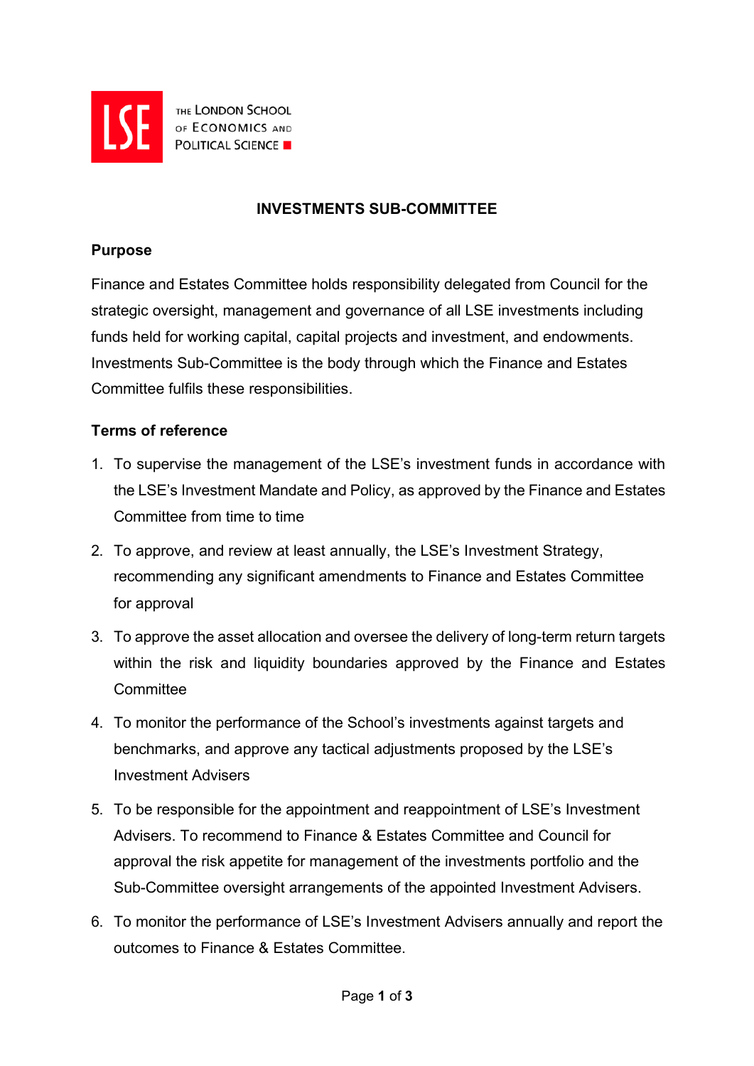# INVESTMENTS SUB-COMMITTEE

## Purpose

Finance and Estates Committee holds responsibility delegated from Council for the strategic oversight, management and governance of all LSE investments including funds held for working capital, capital projects and investment, and endowments. Investments Sub-Committee is the body through which the Finance and Estates Committee fulfils these responsibilities.

## Terms of reference

1. To supervise the management of the LSE's investment funds in accordance with the LSE's Investment Mandate and Policy, as approved by the Finance and Estates Committee from time to time
2. To approve, and review at least annually, the LSE's Investment Strategy, recommending any significant amendments to Finance and Estates Committee for approval
3. To approve the asset allocation and oversee the delivery of long-term return targets within the risk and liquidity boundaries approved by the Finance and Estates Committee
4. To monitor the performance of the School's investments against targets and benchmarks, and approve any tactical adjustments proposed by the LSE's Investment Advisers
5. To be responsible for the appointment and reappointment of LSE's Investment Advisers. To recommend to Finance & Estates Committee and Council for approval the risk appetite for management of the investments portfolio and the Sub-Committee oversight arrangements of the appointed Investment Advisers.
6. To monitor the performance of LSE's Investment Advisers annually and report the outcomes to Finance & Estates Committee.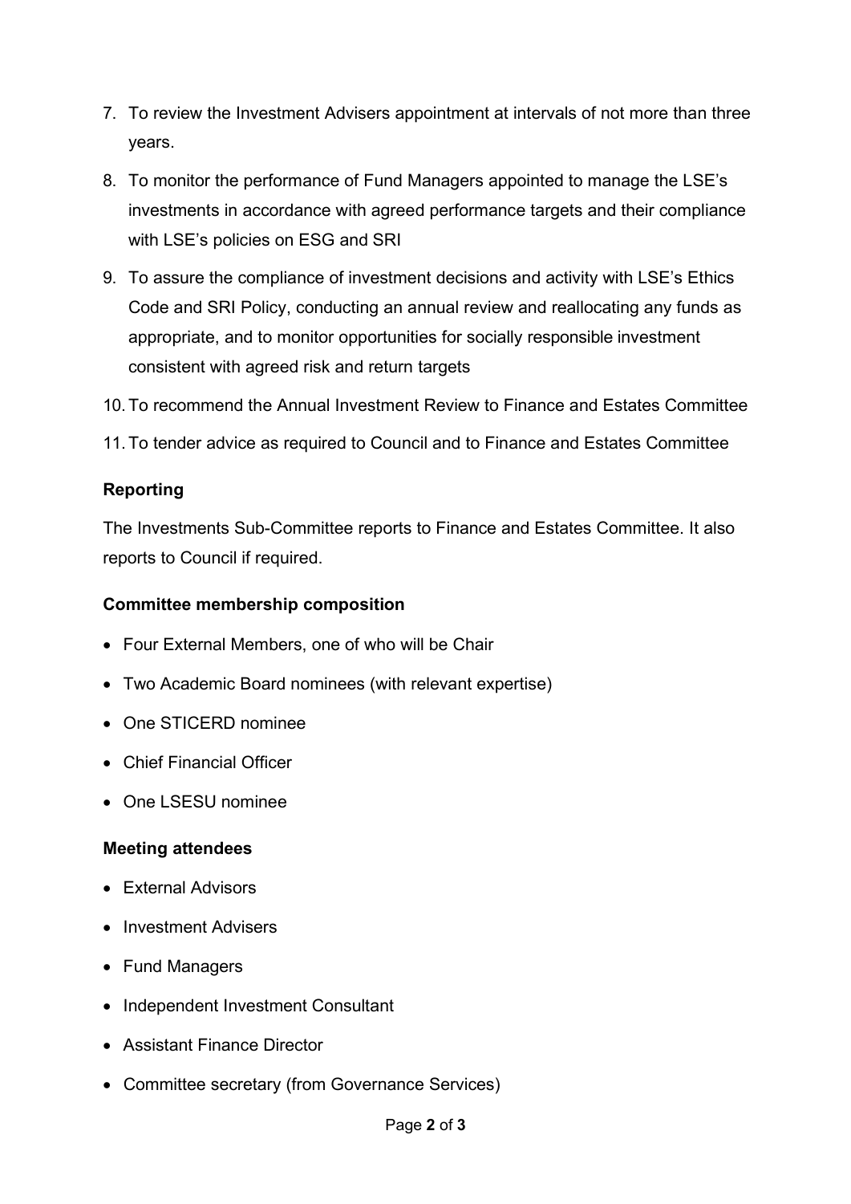7. To review the Investment Advisers appointment at intervals of not more than three years.
8. To monitor the performance of Fund Managers appointed to manage the LSE's investments in accordance with agreed performance targets and their compliance with LSE's policies on ESG and SRI
9. To assure the compliance of investment decisions and activity with LSE's Ethics Code and SRI Policy, conducting an annual review and reallocating any funds as appropriate, and to monitor opportunities for socially responsible investment consistent with agreed risk and return targets
10. To recommend the Annual Investment Review to Finance and Estates Committee
11. To tender advice as required to Council and to Finance and Estates Committee

**Reporting**

The Investments Sub-Committee reports to Finance and Estates Committee. It also reports to Council if required.

**Committee membership composition**

- Four External Members, one of who will be Chair
- Two Academic Board nominees (with relevant expertise)
- One STICERD nominee
- Chief Financial Officer
- One LSESU nominee

**Meeting attendees**

- External Advisors
- Investment Advisers
- Fund Managers
- Independent Investment Consultant
- Assistant Finance Director
- Committee secretary (from Governance Services)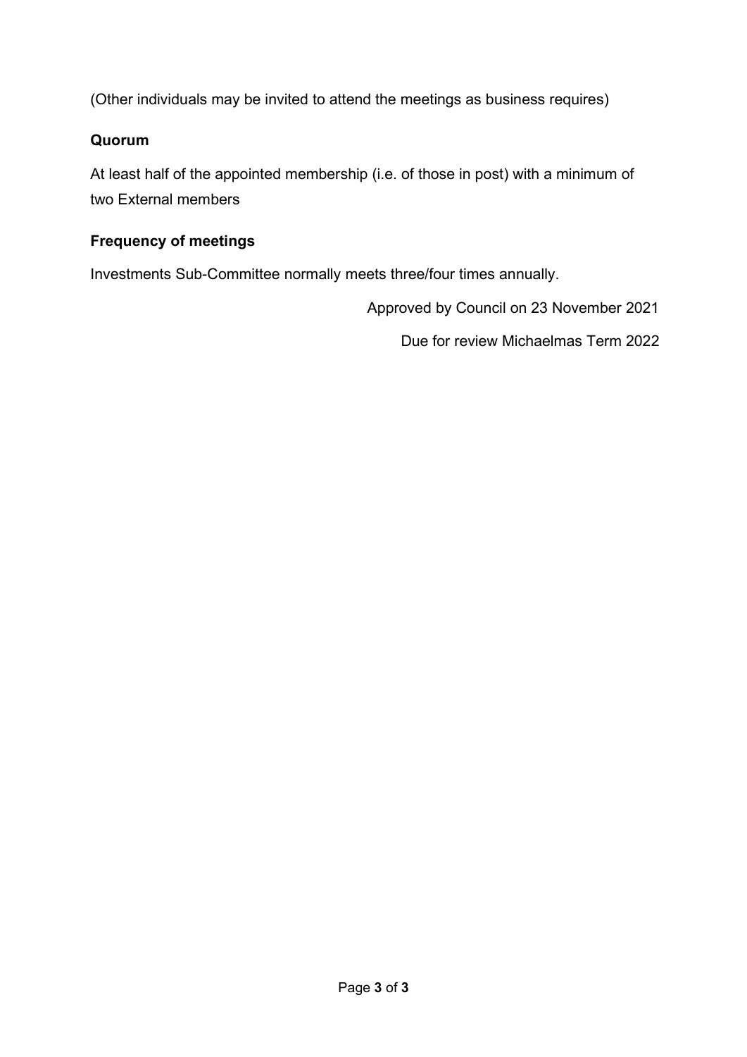(Other individuals may be invited to attend the meetings as business requires)

### Quorum

At least half of the appointed membership (i.e. of those in post) with a minimum of two External members

### Frequency of meetings

Investments Sub-Committee normally meets three/four times annually.

Approved by Council on 23 November 2021

Due for review Michaelmas Term 2022